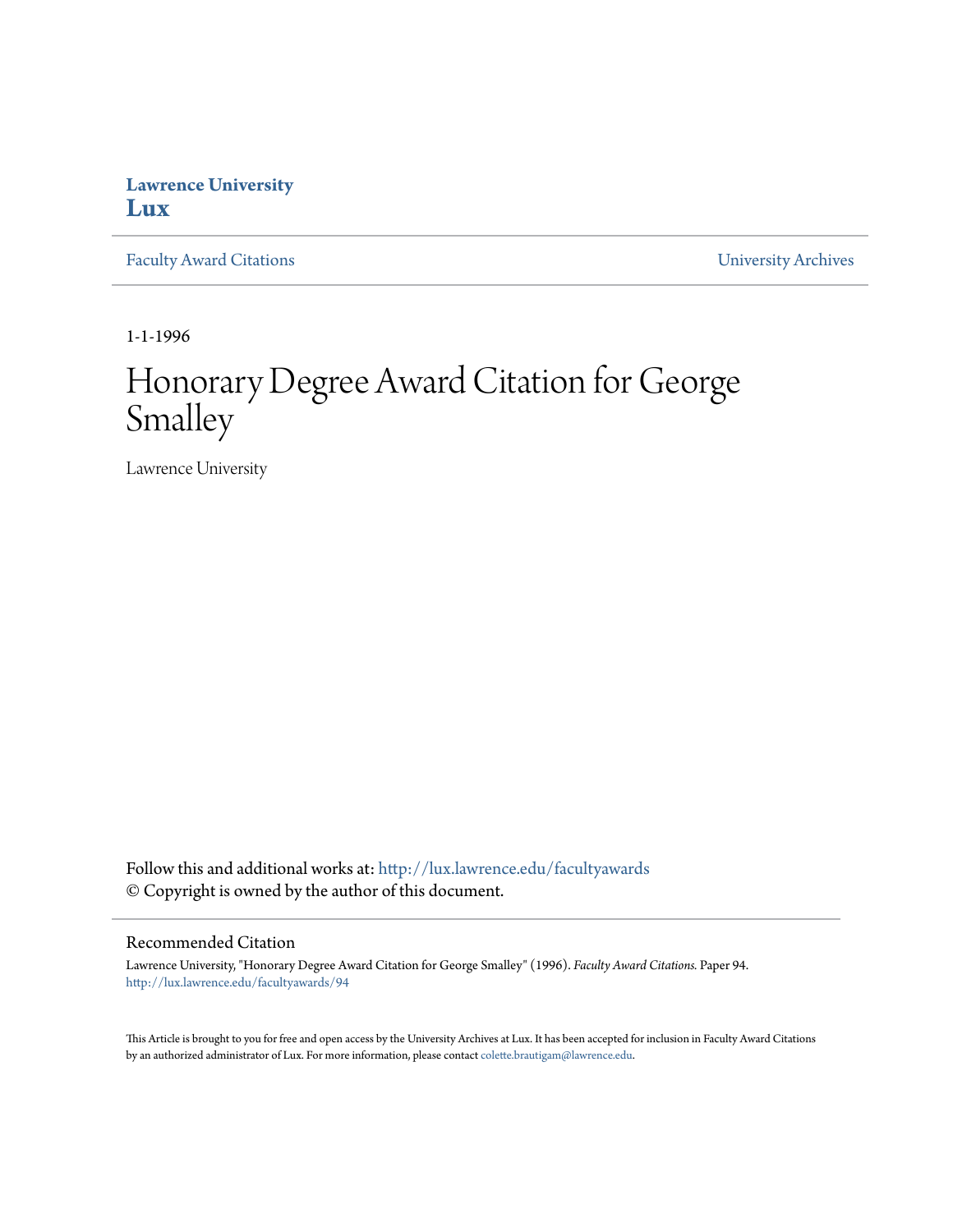Lawrence University
**Lux**

Faculty Award Citations | University Archives

1-1-1996

# Honorary Degree Award Citation for George Smalley

Lawrence University

Follow this and additional works at: http://lux.lawrence.edu/facultyawards
© Copyright is owned by the author of this document.

## Recommended Citation

Lawrence University, "Honorary Degree Award Citation for George Smalley" (1996). *Faculty Award Citations.* Paper 94.
http://lux.lawrence.edu/facultyawards/94

This Article is brought to you for free and open access by the University Archives at Lux. It has been accepted for inclusion in Faculty Award Citations by an authorized administrator of Lux. For more information, please contact colette.brautigam@lawrence.edu.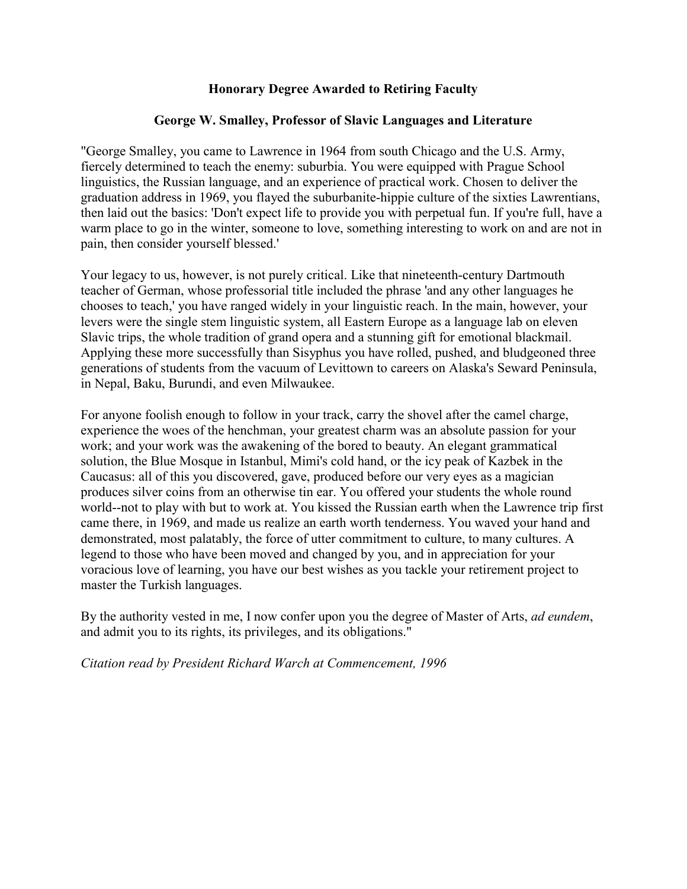**Honorary Degree Awarded to Retiring Faculty**

**George W. Smalley, Professor of Slavic Languages and Literature**

"George Smalley, you came to Lawrence in 1964 from south Chicago and the U.S. Army, fiercely determined to teach the enemy: suburbia. You were equipped with Prague School linguistics, the Russian language, and an experience of practical work. Chosen to deliver the graduation address in 1969, you flayed the suburbanite-hippie culture of the sixties Lawrentians, then laid out the basics: 'Don't expect life to provide you with perpetual fun. If you're full, have a warm place to go in the winter, someone to love, something interesting to work on and are not in pain, then consider yourself blessed.'

Your legacy to us, however, is not purely critical. Like that nineteenth-century Dartmouth teacher of German, whose professorial title included the phrase 'and any other languages he chooses to teach,' you have ranged widely in your linguistic reach. In the main, however, your levers were the single stem linguistic system, all Eastern Europe as a language lab on eleven Slavic trips, the whole tradition of grand opera and a stunning gift for emotional blackmail. Applying these more successfully than Sisyphus you have rolled, pushed, and bludgeoned three generations of students from the vacuum of Levittown to careers on Alaska's Seward Peninsula, in Nepal, Baku, Burundi, and even Milwaukee.

For anyone foolish enough to follow in your track, carry the shovel after the camel charge, experience the woes of the henchman, your greatest charm was an absolute passion for your work; and your work was the awakening of the bored to beauty. An elegant grammatical solution, the Blue Mosque in Istanbul, Mimi's cold hand, or the icy peak of Kazbek in the Caucasus: all of this you discovered, gave, produced before our very eyes as a magician produces silver coins from an otherwise tin ear. You offered your students the whole round world--not to play with but to work at. You kissed the Russian earth when the Lawrence trip first came there, in 1969, and made us realize an earth worth tenderness. You waved your hand and demonstrated, most palatably, the force of utter commitment to culture, to many cultures. A legend to those who have been moved and changed by you, and in appreciation for your voracious love of learning, you have our best wishes as you tackle your retirement project to master the Turkish languages.

By the authority vested in me, I now confer upon you the degree of Master of Arts, *ad eundem*, and admit you to its rights, its privileges, and its obligations."

*Citation read by President Richard Warch at Commencement, 1996*